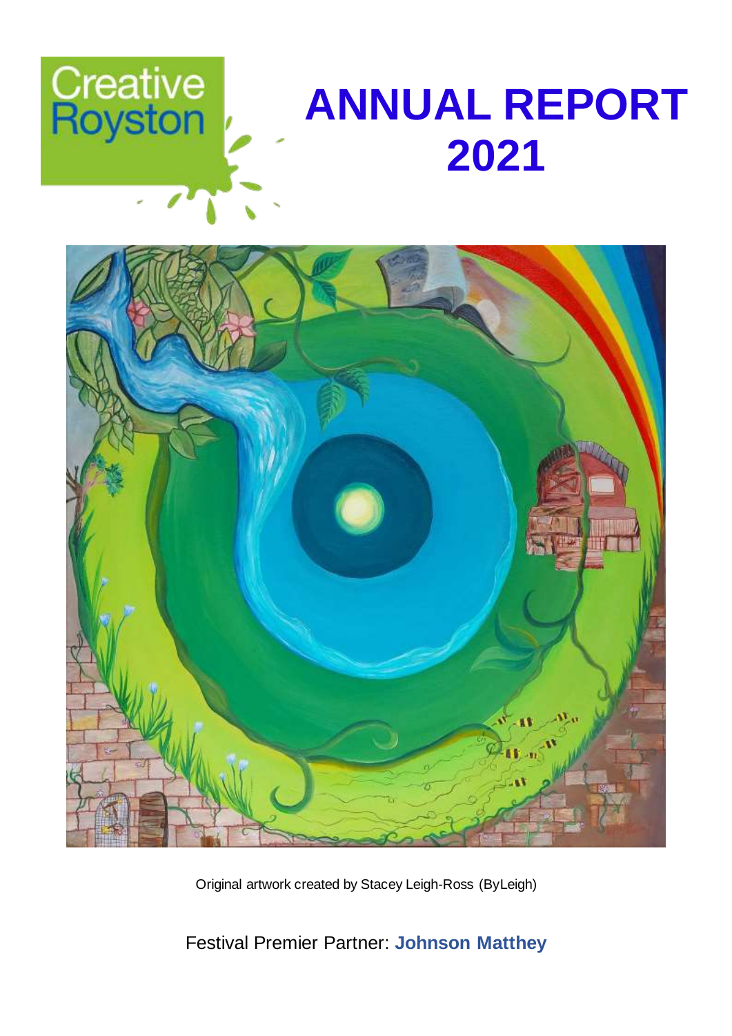Creative Royston

# ANNUAL REPORT 2021

Original artwork created by Stacey Leigh-Ross (ByLeigh)

Festival Premier Partner: **Johnson Matthey**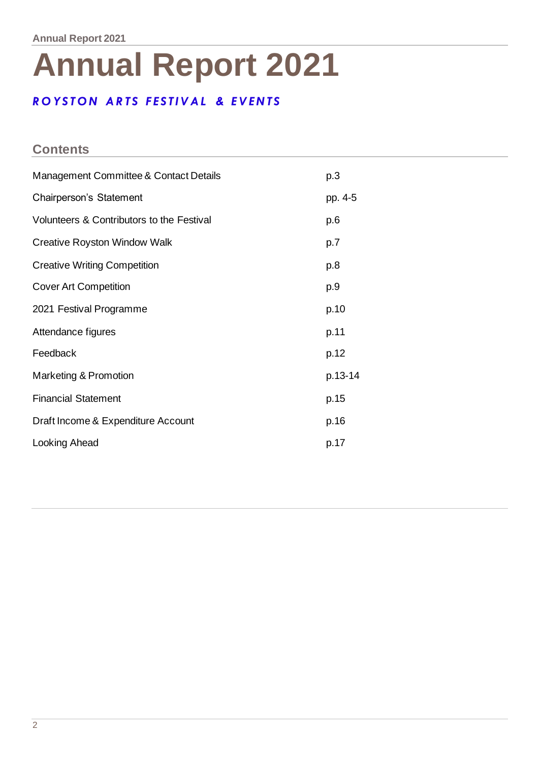# Annual Report 2021

***ROYSTON ARTS FESTIVAL & EVENTS***

## Contents

| | |
|---|---|
| Management Committee & Contact Details | p.3 |
| Chairperson's Statement | pp. 4-5 |
| Volunteers & Contributors to the Festival | p.6 |
| Creative Royston Window Walk | p.7 |
| Creative Writing Competition | p.8 |
| Cover Art Competition | p.9 |
| 2021 Festival Programme | p.10 |
| Attendance figures | p.11 |
| Feedback | p.12 |
| Marketing & Promotion | p.13-14 |
| Financial Statement | p.15 |
| Draft Income & Expenditure Account | p.16 |
| Looking Ahead | p.17 |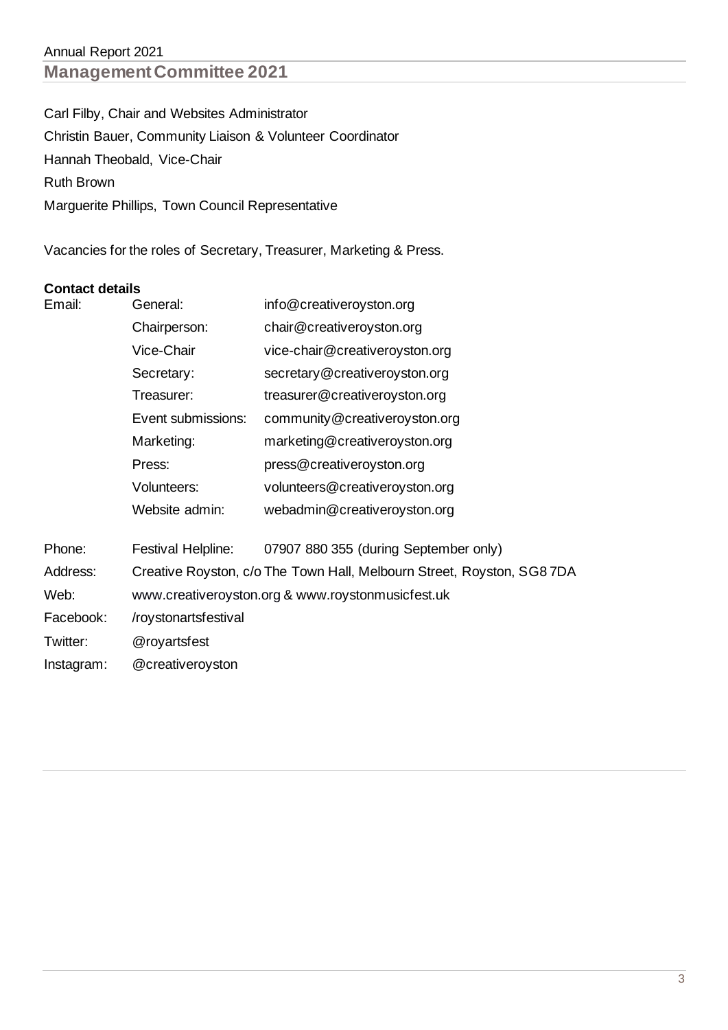## Management Committee 2021

Carl Filby, Chair and Websites Administrator

Christin Bauer, Community Liaison & Volunteer Coordinator

Hannah Theobald, Vice-Chair

Ruth Brown

Marguerite Phillips, Town Council Representative

Vacancies for the roles of Secretary, Treasurer, Marketing & Press.

**Contact details**

| | | |
|---|---|---|
| Email: | General: | info@creativeroyston.org |
| | Chairperson: | chair@creativeroyston.org |
| | Vice-Chair | vice-chair@creativeroyston.org |
| | Secretary: | secretary@creativeroyston.org |
| | Treasurer: | treasurer@creativeroyston.org |
| | Event submissions: | community@creativeroyston.org |
| | Marketing: | marketing@creativeroyston.org |
| | Press: | press@creativeroyston.org |
| | Volunteers: | volunteers@creativeroyston.org |
| | Website admin: | webadmin@creativeroyston.org |
| Phone: | Festival Helpline: | 07907 880 355 (during September only) |
| Address: | Creative Royston, c/o The Town Hall, Melbourn Street, Royston, SG8 7DA | |
| Web: | www.creativeroyston.org & www.roystonmusicfest.uk | |
| Facebook: | /roystonartsfestival | |
| Twitter: | @royartsfest | |
| Instagram: | @creativeroyston | |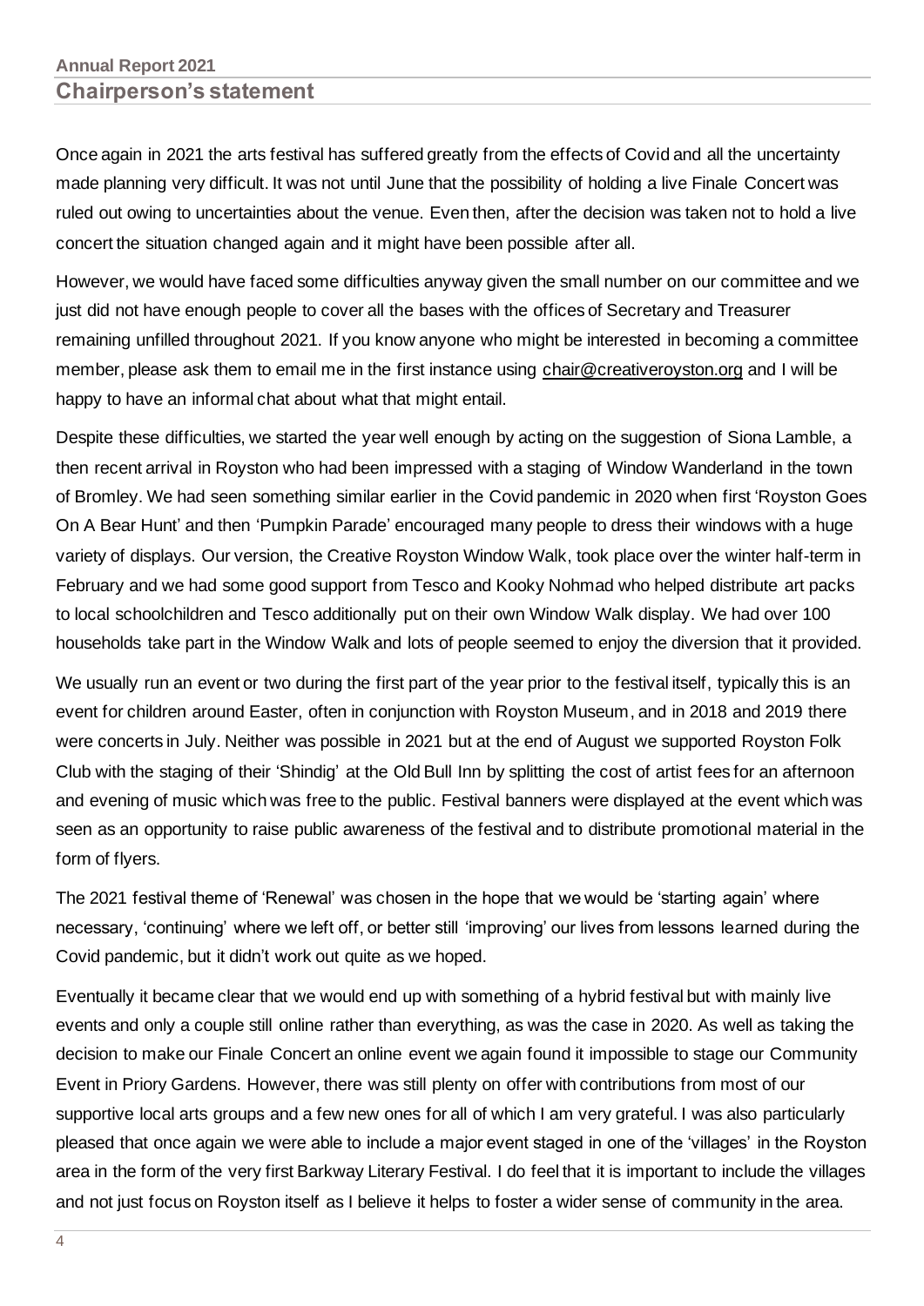## Annual Report 2021

# Chairperson's statement

Once again in 2021 the arts festival has suffered greatly from the effects of Covid and all the uncertainty made planning very difficult. It was not until June that the possibility of holding a live Finale Concert was ruled out owing to uncertainties about the venue. Even then, after the decision was taken not to hold a live concert the situation changed again and it might have been possible after all.

However, we would have faced some difficulties anyway given the small number on our committee and we just did not have enough people to cover all the bases with the offices of Secretary and Treasurer remaining unfilled throughout 2021. If you know anyone who might be interested in becoming a committee member, please ask them to email me in the first instance using chair@creativeroyston.org and I will be happy to have an informal chat about what that might entail.

Despite these difficulties, we started the year well enough by acting on the suggestion of Siona Lamble, a then recent arrival in Royston who had been impressed with a staging of Window Wanderland in the town of Bromley. We had seen something similar earlier in the Covid pandemic in 2020 when first 'Royston Goes On A Bear Hunt' and then 'Pumpkin Parade' encouraged many people to dress their windows with a huge variety of displays. Our version, the Creative Royston Window Walk, took place over the winter half-term in February and we had some good support from Tesco and Kooky Nohmad who helped distribute art packs to local schoolchildren and Tesco additionally put on their own Window Walk display. We had over 100 households take part in the Window Walk and lots of people seemed to enjoy the diversion that it provided.

We usually run an event or two during the first part of the year prior to the festival itself, typically this is an event for children around Easter, often in conjunction with Royston Museum, and in 2018 and 2019 there were concerts in July. Neither was possible in 2021 but at the end of August we supported Royston Folk Club with the staging of their 'Shindig' at the Old Bull Inn by splitting the cost of artist fees for an afternoon and evening of music which was free to the public. Festival banners were displayed at the event which was seen as an opportunity to raise public awareness of the festival and to distribute promotional material in the form of flyers.

The 2021 festival theme of 'Renewal' was chosen in the hope that we would be 'starting again' where necessary, 'continuing' where we left off, or better still 'improving' our lives from lessons learned during the Covid pandemic, but it didn't work out quite as we hoped.

Eventually it became clear that we would end up with something of a hybrid festival but with mainly live events and only a couple still online rather than everything, as was the case in 2020. As well as taking the decision to make our Finale Concert an online event we again found it impossible to stage our Community Event in Priory Gardens. However, there was still plenty on offer with contributions from most of our supportive local arts groups and a few new ones for all of which I am very grateful. I was also particularly pleased that once again we were able to include a major event staged in one of the 'villages' in the Royston area in the form of the very first Barkway Literary Festival. I do feel that it is important to include the villages and not just focus on Royston itself as I believe it helps to foster a wider sense of community in the area.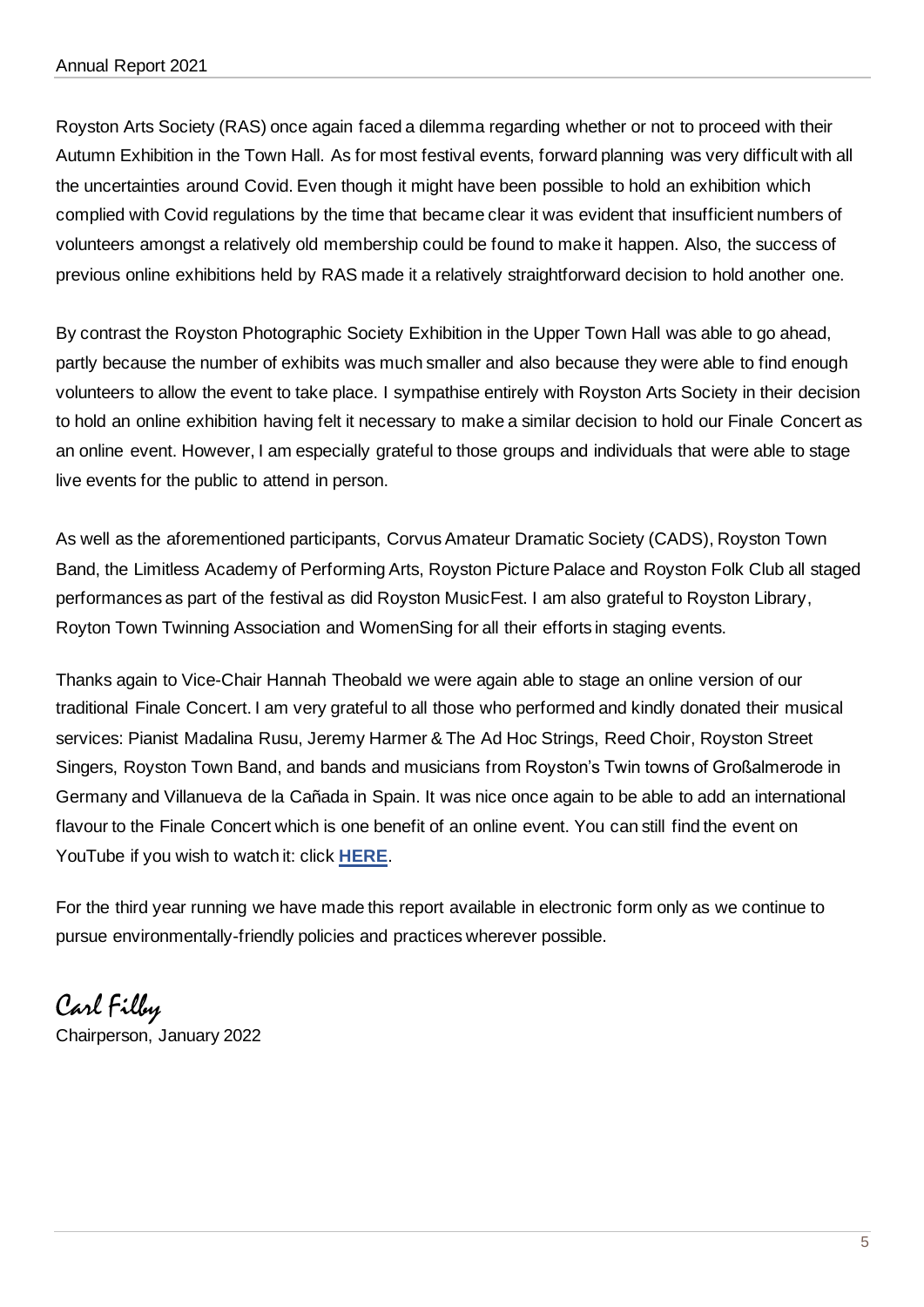Royston Arts Society (RAS) once again faced a dilemma regarding whether or not to proceed with their Autumn Exhibition in the Town Hall. As for most festival events, forward planning was very difficult with all the uncertainties around Covid. Even though it might have been possible to hold an exhibition which complied with Covid regulations by the time that became clear it was evident that insufficient numbers of volunteers amongst a relatively old membership could be found to make it happen. Also, the success of previous online exhibitions held by RAS made it a relatively straightforward decision to hold another one.

By contrast the Royston Photographic Society Exhibition in the Upper Town Hall was able to go ahead, partly because the number of exhibits was much smaller and also because they were able to find enough volunteers to allow the event to take place. I sympathise entirely with Royston Arts Society in their decision to hold an online exhibition having felt it necessary to make a similar decision to hold our Finale Concert as an online event. However, I am especially grateful to those groups and individuals that were able to stage live events for the public to attend in person.

As well as the aforementioned participants, Corvus Amateur Dramatic Society (CADS), Royston Town Band, the Limitless Academy of Performing Arts, Royston Picture Palace and Royston Folk Club all staged performances as part of the festival as did Royston MusicFest. I am also grateful to Royston Library, Royton Town Twinning Association and WomenSing for all their efforts in staging events.

Thanks again to Vice-Chair Hannah Theobald we were again able to stage an online version of our traditional Finale Concert. I am very grateful to all those who performed and kindly donated their musical services: Pianist Madalina Rusu, Jeremy Harmer & The Ad Hoc Strings, Reed Choir, Royston Street Singers, Royston Town Band, and bands and musicians from Royston's Twin towns of Großalmerode in Germany and Villanueva de la Cañada in Spain. It was nice once again to be able to add an international flavour to the Finale Concert which is one benefit of an online event. You can still find the event on YouTube if you wish to watch it: click **HERE**.

For the third year running we have made this report available in electronic form only as we continue to pursue environmentally-friendly policies and practices wherever possible.

*Carl Filby*

Chairperson, January 2022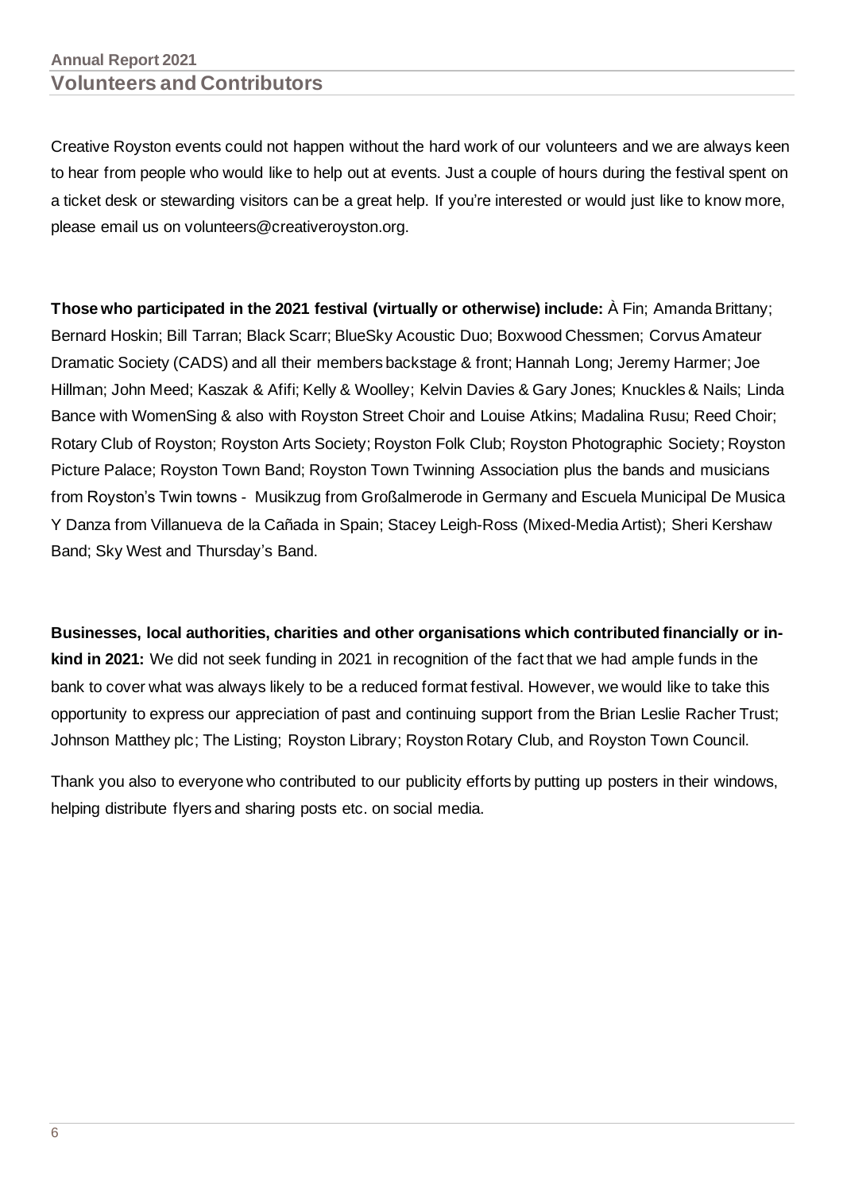## Volunteers and Contributors

Creative Royston events could not happen without the hard work of our volunteers and we are always keen to hear from people who would like to help out at events. Just a couple of hours during the festival spent on a ticket desk or stewarding visitors can be a great help. If you're interested or would just like to know more, please email us on volunteers@creativeroyston.org.

**Those who participated in the 2021 festival (virtually or otherwise) include:** À Fin; Amanda Brittany; Bernard Hoskin; Bill Tarran; Black Scarr; BlueSky Acoustic Duo; Boxwood Chessmen; Corvus Amateur Dramatic Society (CADS) and all their members backstage & front; Hannah Long; Jeremy Harmer; Joe Hillman; John Meed; Kaszak & Afifi; Kelly & Woolley; Kelvin Davies & Gary Jones; Knuckles & Nails; Linda Bance with WomenSing & also with Royston Street Choir and Louise Atkins; Madalina Rusu; Reed Choir; Rotary Club of Royston; Royston Arts Society; Royston Folk Club; Royston Photographic Society; Royston Picture Palace; Royston Town Band; Royston Town Twinning Association plus the bands and musicians from Royston's Twin towns - Musikzug from Großalmerode in Germany and Escuela Municipal De Musica Y Danza from Villanueva de la Cañada in Spain; Stacey Leigh-Ross (Mixed-Media Artist); Sheri Kershaw Band; Sky West and Thursday's Band.

**Businesses, local authorities, charities and other organisations which contributed financially or in-kind in 2021:** We did not seek funding in 2021 in recognition of the fact that we had ample funds in the bank to cover what was always likely to be a reduced format festival. However, we would like to take this opportunity to express our appreciation of past and continuing support from the Brian Leslie Racher Trust; Johnson Matthey plc; The Listing; Royston Library; Royston Rotary Club, and Royston Town Council.

Thank you also to everyone who contributed to our publicity efforts by putting up posters in their windows, helping distribute flyers and sharing posts etc. on social media.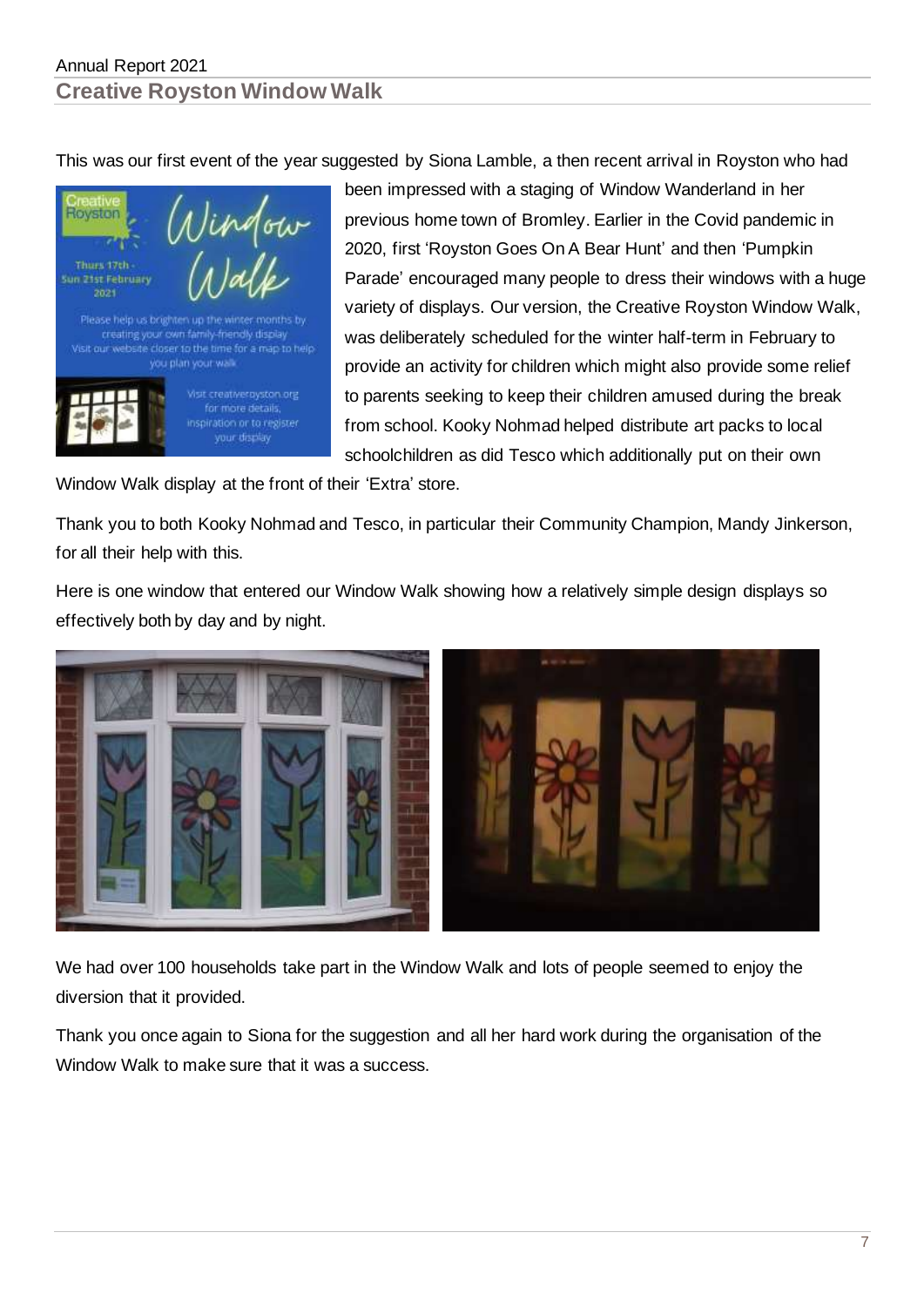## Creative Royston Window Walk

This was our first event of the year suggested by Siona Lamble, a then recent arrival in Royston who had been impressed with a staging of Window Wanderland in her previous home town of Bromley. Earlier in the Covid pandemic in 2020, first 'Royston Goes On A Bear Hunt' and then 'Pumpkin Parade' encouraged many people to dress their windows with a huge variety of displays. Our version, the Creative Royston Window Walk, was deliberately scheduled for the winter half-term in February to provide an activity for children which might also provide some relief to parents seeking to keep their children amused during the break from school. Kooky Nohmad helped distribute art packs to local schoolchildren as did Tesco which additionally put on their own Window Walk display at the front of their 'Extra' store.

Thank you to both Kooky Nohmad and Tesco, in particular their Community Champion, Mandy Jinkerson, for all their help with this.

Here is one window that entered our Window Walk showing how a relatively simple design displays so effectively both by day and by night.

We had over 100 households take part in the Window Walk and lots of people seemed to enjoy the diversion that it provided.

Thank you once again to Siona for the suggestion and all her hard work during the organisation of the Window Walk to make sure that it was a success.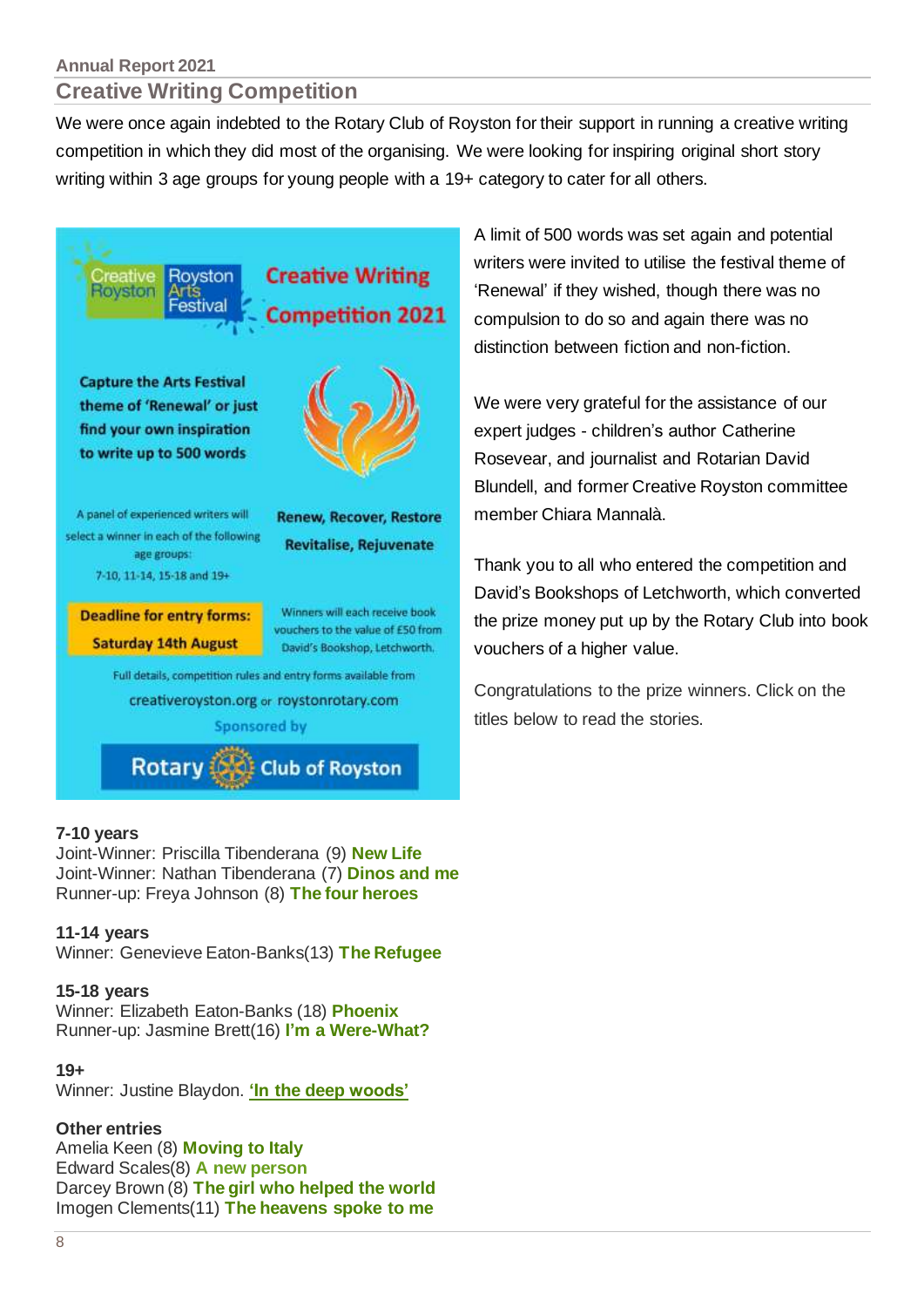## Creative Writing Competition

We were once again indebted to the Rotary Club of Royston for their support in running a creative writing competition in which they did most of the organising. We were looking for inspiring original short story writing within 3 age groups for young people with a 19+ category to cater for all others.

Creative Royston | Royston Arts Festival

**Creative Writing Competition 2021**

**Capture the Arts Festival theme of 'Renewal' or just find your own inspiration to write up to 500 words**

A panel of experienced writers will select a winner in each of the following age groups:
7-10, 11-14, 15-18 and 19+

**Renew, Recover, Restore Revitalise, Rejuvenate**

**Deadline for entry forms: Saturday 14th August**

Winners will each receive book vouchers to the value of £50 from David's Bookshop, Letchworth.

Full details, competition rules and entry forms available from creativeroyston.org or roystonrotary.com

Sponsored by

Rotary Club of Royston

A limit of 500 words was set again and potential writers were invited to utilise the festival theme of 'Renewal' if they wished, though there was no compulsion to do so and again there was no distinction between fiction and non-fiction.

We were very grateful for the assistance of our expert judges - children's author Catherine Rosevear, and journalist and Rotarian David Blundell, and former Creative Royston committee member Chiara Mannalà.

Thank you to all who entered the competition and David's Bookshops of Letchworth, which converted the prize money put up by the Rotary Club into book vouchers of a higher value.

Congratulations to the prize winners. Click on the titles below to read the stories.

**7-10 years**
Joint-Winner: Priscilla Tibenderana (9) **New Life**
Joint-Winner: Nathan Tibenderana (7) **Dinos and me**
Runner-up: Freya Johnson (8) **The four heroes**

**11-14 years**
Winner: Genevieve Eaton-Banks(13) **The Refugee**

**15-18 years**
Winner: Elizabeth Eaton-Banks (18) **Phoenix**
Runner-up: Jasmine Brett(16) **I'm a Were-What?**

**19+**
Winner: Justine Blaydon. **'In the deep woods'**

**Other entries**
Amelia Keen (8) **Moving to Italy**
Edward Scales(8) **A new person**
Darcey Brown (8) **The girl who helped the world**
Imogen Clements(11) **The heavens spoke to me**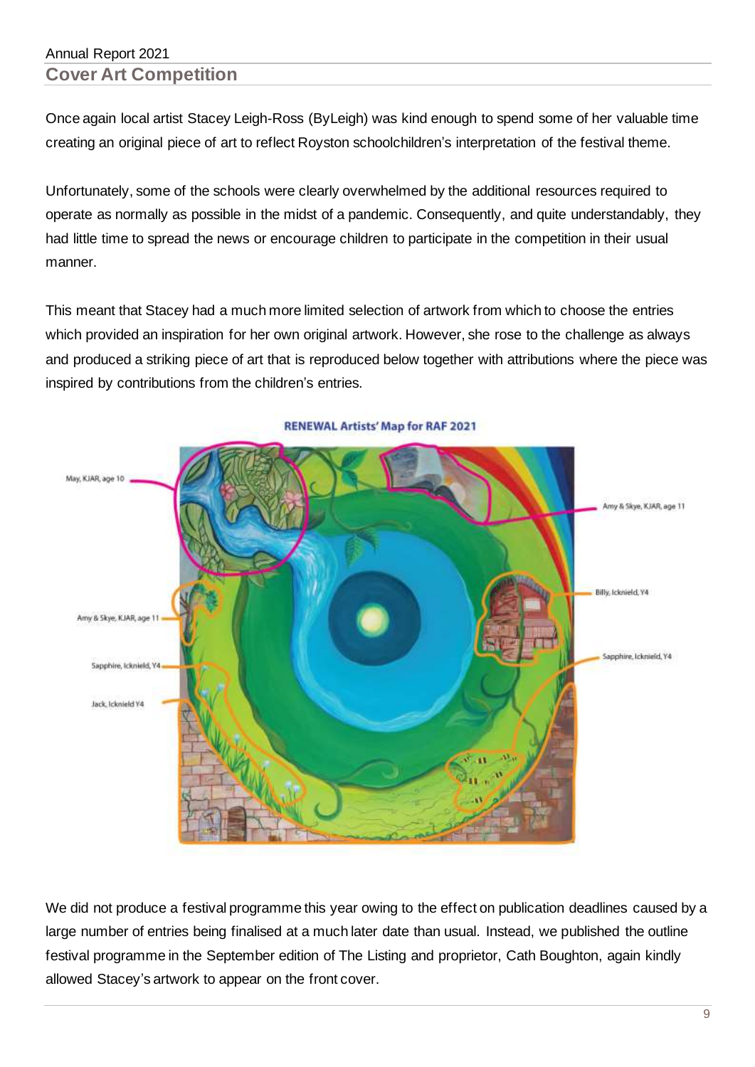## Cover Art Competition

Once again local artist Stacey Leigh-Ross (ByLeigh) was kind enough to spend some of her valuable time creating an original piece of art to reflect Royston schoolchildren's interpretation of the festival theme.

Unfortunately, some of the schools were clearly overwhelmed by the additional resources required to operate as normally as possible in the midst of a pandemic. Consequently, and quite understandably, they had little time to spread the news or encourage children to participate in the competition in their usual manner.

This meant that Stacey had a much more limited selection of artwork from which to choose the entries which provided an inspiration for her own original artwork. However, she rose to the challenge as always and produced a striking piece of art that is reproduced below together with attributions where the piece was inspired by contributions from the children's entries.

**RENEWAL Artists' Map for RAF 2021**

May, KJAR, age 10

Amy & Skye, KJAR, age 11

Billy, Icknield, Y4

Amy & Skye, KJAR, age 11

Sapphire, Icknield, Y4

Sapphire, Icknield, Y4

Jack, Icknield Y4

We did not produce a festival programme this year owing to the effect on publication deadlines caused by a large number of entries being finalised at a much later date than usual. Instead, we published the outline festival programme in the September edition of The Listing and proprietor, Cath Boughton, again kindly allowed Stacey's artwork to appear on the front cover.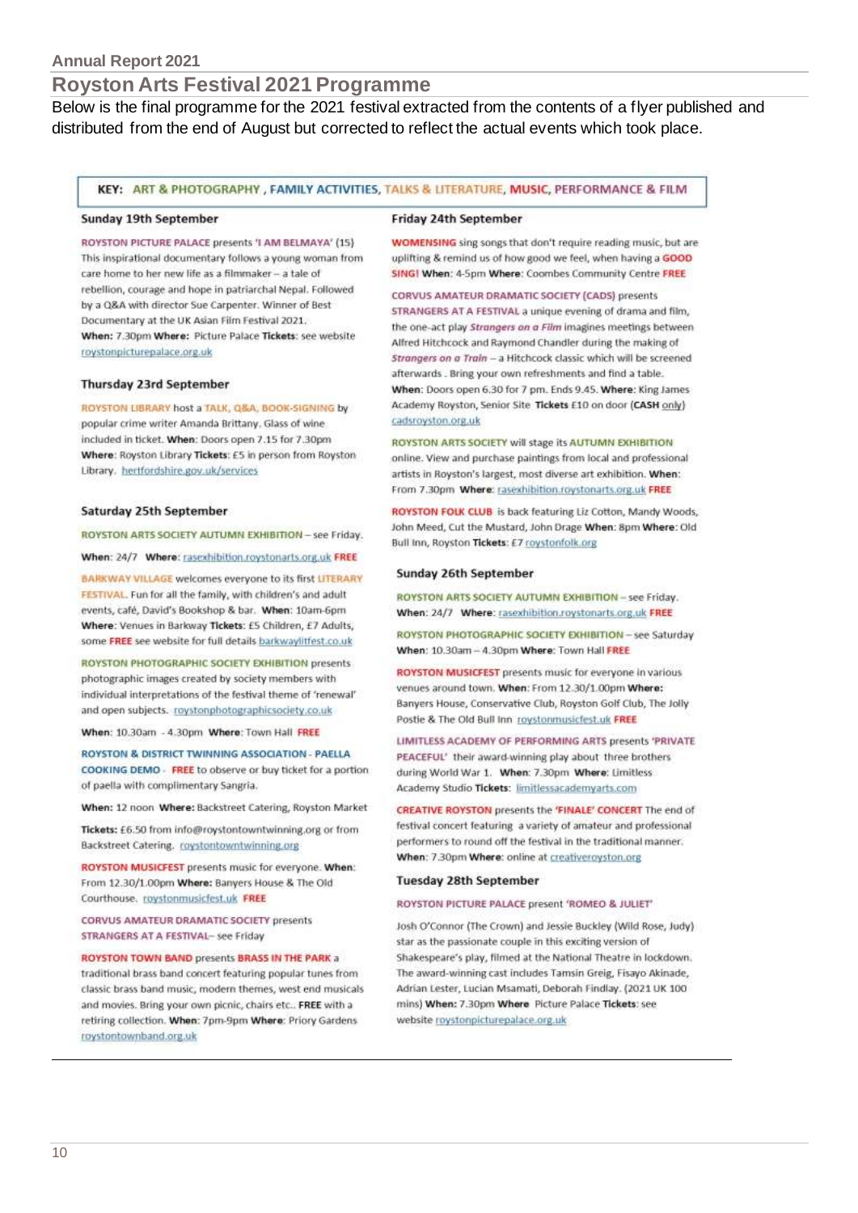Annual Report 2021

## Royston Arts Festival 2021 Programme

Below is the final programme for the 2021 festival extracted from the contents of a flyer published and distributed from the end of August but corrected to reflect the actual events which took place.

**KEY:** ART & PHOTOGRAPHY , FAMILY ACTIVITIES, TALKS & LITERATURE, MUSIC, PERFORMANCE & FILM

### Sunday 19th September

ROYSTON PICTURE PALACE presents 'I AM BELMAYA' (15) This inspirational documentary follows a young woman from care home to her new life as a filmmaker – a tale of rebellion, courage and hope in patriarchal Nepal. Followed by a Q&A with director Sue Carpenter. Winner of Best Documentary at the UK Asian Film Festival 2021. **When:** 7.30pm **Where:** Picture Palace **Tickets:** see website roystonpicturepalace.org.uk

### Thursday 23rd September

ROYSTON LIBRARY host a TALK, Q&A, BOOK-SIGNING by popular crime writer Amanda Brittany. Glass of wine included in ticket. **When:** Doors open 7.15 for 7.30pm **Where**: Royston Library **Tickets:** £5 in person from Royston Library. hertfordshire.gov.uk/services

### Saturday 25th September

ROYSTON ARTS SOCIETY AUTUMN EXHIBITION – see Friday.

**When:** 24/7 **Where:** rasexhibition.roystonarts.org.uk **FREE**

BARKWAY VILLAGE welcomes everyone to its first LITERARY FESTIVAL. Fun for all the family, with children's and adult events, café, David's Bookshop & bar. **When:** 10am-6pm **Where:** Venues in Barkway **Tickets:** £5 Children, £7 Adults, some **FREE** see website for full details barkwaylitfest.co.uk

ROYSTON PHOTOGRAPHIC SOCIETY EXHIBITION presents photographic images created by society members with individual interpretations of the festival theme of 'renewal' and open subjects. roystonphotographicsociety.co.uk

**When:** 10.30am - 4.30pm **Where:** Town Hall **FREE**

ROYSTON & DISTRICT TWINNING ASSOCIATION - PAELLA COOKING DEMO - **FREE** to observe or buy ticket for a portion of paella with complimentary Sangria.

**When:** 12 noon **Where:** Backstreet Catering, Royston Market

**Tickets:** £6.50 from info@roystontowntwinning.org or from Backstreet Catering. roystontowntwinning.org

ROYSTON MUSICFEST presents music for everyone. **When:** From 12.30/1.00pm **Where:** Banyers House & The Old Courthouse. roystonmusicfest.uk **FREE**

CORVUS AMATEUR DRAMATIC SOCIETY presents STRANGERS AT A FESTIVAL– see Friday

ROYSTON TOWN BAND presents BRASS IN THE PARK a traditional brass band concert featuring popular tunes from classic brass band music, modern themes, west end musicals and movies. Bring your own picnic, chairs etc.. **FREE** with a retiring collection. **When:** 7pm-9pm **Where:** Priory Gardens roystontownband.org.uk

### Friday 24th September

WOMENSING sing songs that don't require reading music, but are uplifting & remind us of how good we feel, when having a GOOD SING! **When:** 4-5pm **Where:** Coombes Community Centre **FREE**

CORVUS AMATEUR DRAMATIC SOCIETY (CADS) presents STRANGERS AT A FESTIVAL a unique evening of drama and film, the one-act play *Strangers on a Film* imagines meetings between Alfred Hitchcock and Raymond Chandler during the making of *Strangers on a Train* – a Hitchcock classic which will be screened afterwards . Bring your own refreshments and find a table. **When:** Doors open 6.30 for 7 pm. Ends 9.45. **Where:** King James Academy Royston, Senior Site **Tickets** £10 on door (**CASH** only) cadsroyston.org.uk

ROYSTON ARTS SOCIETY will stage its AUTUMN EXHIBITION online. View and purchase paintings from local and professional artists in Royston's largest, most diverse art exhibition. **When:** From 7.30pm **Where:** rasexhibition.roystonarts.org.uk **FREE**

ROYSTON FOLK CLUB is back featuring Liz Cotton, Mandy Woods, John Meed, Cut the Mustard, John Drage **When:** 8pm **Where:** Old Bull Inn, Royston **Tickets:** £7 roystonfolk.org

### Sunday 26th September

ROYSTON ARTS SOCIETY AUTUMN EXHIBITION – see Friday. **When:** 24/7 **Where:** rasexhibition.roystonarts.org.uk **FREE**

ROYSTON PHOTOGRAPHIC SOCIETY EXHIBITION – see Saturday **When:** 10.30am – 4.30pm **Where:** Town Hall **FREE**

ROYSTON MUSICFEST presents music for everyone in various venues around town. **When:** From 12.30/1.00pm **Where:** Banyers House, Conservative Club, Royston Golf Club, The Jolly Postie & The Old Bull Inn roystonmusicfest.uk **FREE**

LIMITLESS ACADEMY OF PERFORMING ARTS presents 'PRIVATE PEACEFUL' their award-winning play about three brothers during World War 1. **When:** 7.30pm **Where:** Limitless Academy Studio **Tickets:** limitlessacademyarts.com

CREATIVE ROYSTON presents the 'FINALE' CONCERT The end of festival concert featuring a variety of amateur and professional performers to round off the festival in the traditional manner. **When:** 7.30pm **Where:** online at creativeroyston.org

### Tuesday 28th September

ROYSTON PICTURE PALACE present 'ROMEO & JULIET'

Josh O'Connor (The Crown) and Jessie Buckley (Wild Rose, Judy) star as the passionate couple in this exciting version of Shakespeare's play, filmed at the National Theatre in lockdown. The award-winning cast includes Tamsin Greig, Fisayo Akinade, Adrian Lester, Lucian Msamati, Deborah Findlay. (2021 UK 100 mins) **When:** 7.30pm **Where** Picture Palace **Tickets:** see website roystonpicturepalace.org.uk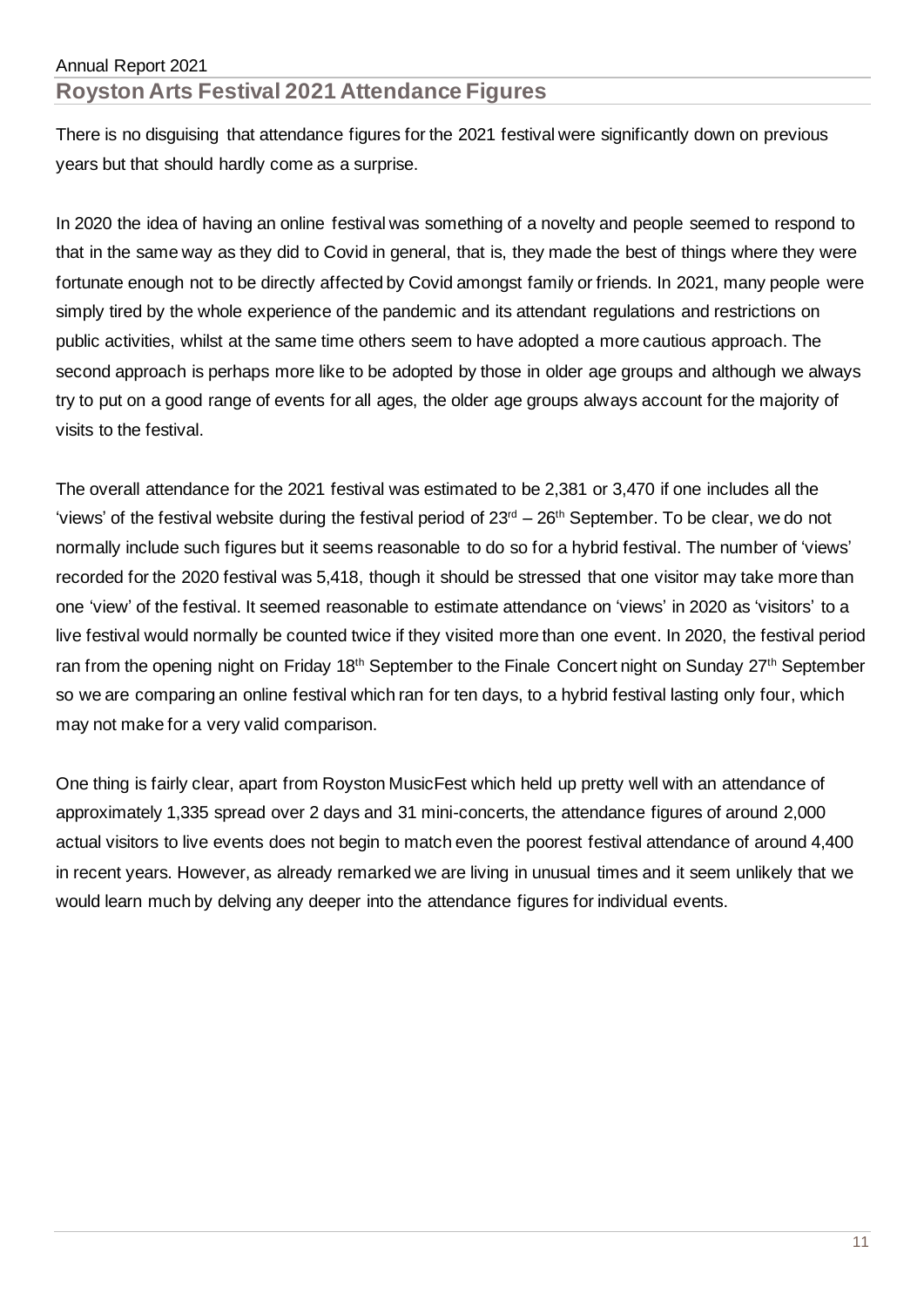## Royston Arts Festival 2021 Attendance Figures

There is no disguising that attendance figures for the 2021 festival were significantly down on previous years but that should hardly come as a surprise.

In 2020 the idea of having an online festival was something of a novelty and people seemed to respond to that in the same way as they did to Covid in general, that is, they made the best of things where they were fortunate enough not to be directly affected by Covid amongst family or friends. In 2021, many people were simply tired by the whole experience of the pandemic and its attendant regulations and restrictions on public activities, whilst at the same time others seem to have adopted a more cautious approach. The second approach is perhaps more like to be adopted by those in older age groups and although we always try to put on a good range of events for all ages, the older age groups always account for the majority of visits to the festival.

The overall attendance for the 2021 festival was estimated to be 2,381 or 3,470 if one includes all the 'views' of the festival website during the festival period of 23rd – 26th September. To be clear, we do not normally include such figures but it seems reasonable to do so for a hybrid festival. The number of 'views' recorded for the 2020 festival was 5,418, though it should be stressed that one visitor may take more than one 'view' of the festival. It seemed reasonable to estimate attendance on 'views' in 2020 as 'visitors' to a live festival would normally be counted twice if they visited more than one event. In 2020, the festival period ran from the opening night on Friday 18th September to the Finale Concert night on Sunday 27th September so we are comparing an online festival which ran for ten days, to a hybrid festival lasting only four, which may not make for a very valid comparison.

One thing is fairly clear, apart from Royston MusicFest which held up pretty well with an attendance of approximately 1,335 spread over 2 days and 31 mini-concerts, the attendance figures of around 2,000 actual visitors to live events does not begin to match even the poorest festival attendance of around 4,400 in recent years. However, as already remarked we are living in unusual times and it seem unlikely that we would learn much by delving any deeper into the attendance figures for individual events.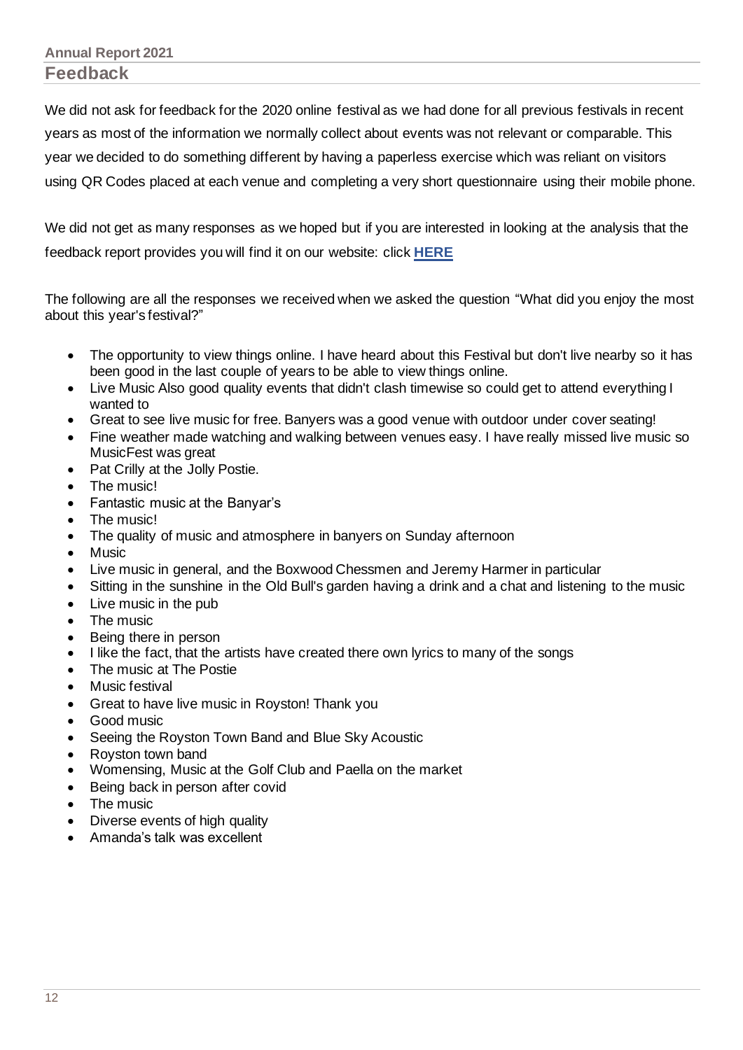## Feedback

We did not ask for feedback for the 2020 online festival as we had done for all previous festivals in recent years as most of the information we normally collect about events was not relevant or comparable. This year we decided to do something different by having a paperless exercise which was reliant on visitors using QR Codes placed at each venue and completing a very short questionnaire using their mobile phone.

We did not get as many responses as we hoped but if you are interested in looking at the analysis that the feedback report provides you will find it on our website: click **HERE**

The following are all the responses we received when we asked the question "What did you enjoy the most about this year's festival?"

- The opportunity to view things online. I have heard about this Festival but don't live nearby so it has been good in the last couple of years to be able to view things online.
- Live Music Also good quality events that didn't clash timewise so could get to attend everything I wanted to
- Great to see live music for free. Banyers was a good venue with outdoor under cover seating!
- Fine weather made watching and walking between venues easy. I have really missed live music so MusicFest was great
- Pat Crilly at the Jolly Postie.
- The music!
- Fantastic music at the Banyar's
- The music!
- The quality of music and atmosphere in banyers on Sunday afternoon
- Music
- Live music in general, and the Boxwood Chessmen and Jeremy Harmer in particular
- Sitting in the sunshine in the Old Bull's garden having a drink and a chat and listening to the music
- Live music in the pub
- The music
- Being there in person
- I like the fact, that the artists have created there own lyrics to many of the songs
- The music at The Postie
- Music festival
- Great to have live music in Royston! Thank you
- Good music
- Seeing the Royston Town Band and Blue Sky Acoustic
- Royston town band
- Womensing, Music at the Golf Club and Paella on the market
- Being back in person after covid
- The music
- Diverse events of high quality
- Amanda's talk was excellent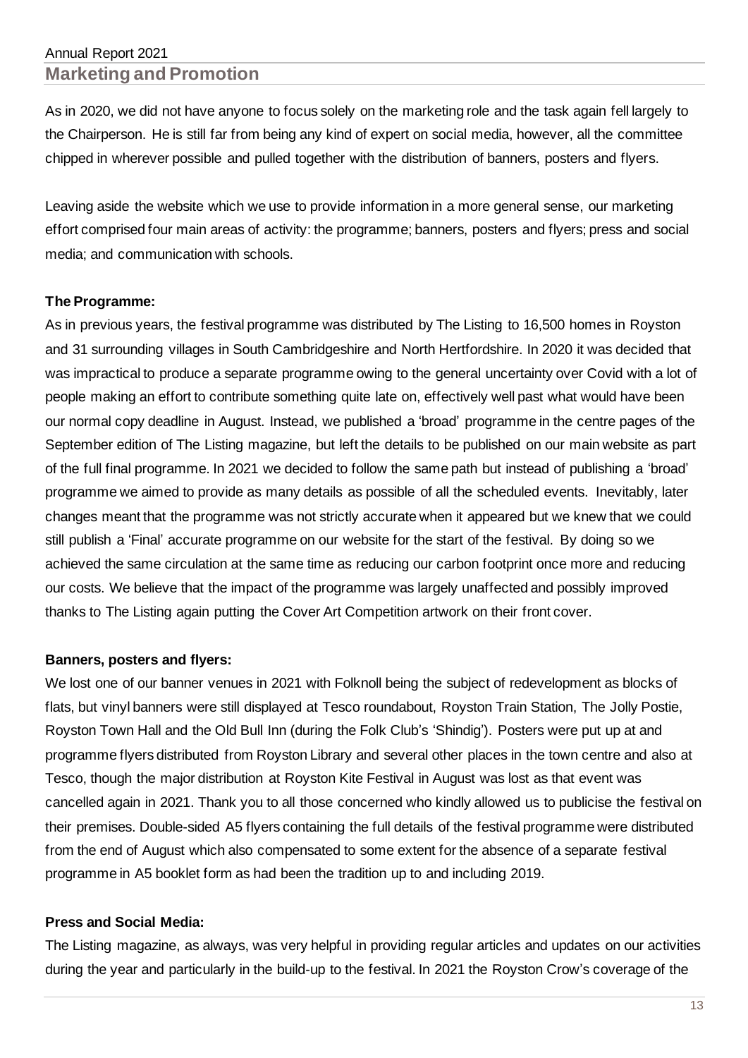## Marketing and Promotion

As in 2020, we did not have anyone to focus solely on the marketing role and the task again fell largely to the Chairperson. He is still far from being any kind of expert on social media, however, all the committee chipped in wherever possible and pulled together with the distribution of banners, posters and flyers.

Leaving aside the website which we use to provide information in a more general sense, our marketing effort comprised four main areas of activity: the programme; banners, posters and flyers; press and social media; and communication with schools.

**The Programme:**

As in previous years, the festival programme was distributed by The Listing to 16,500 homes in Royston and 31 surrounding villages in South Cambridgeshire and North Hertfordshire. In 2020 it was decided that was impractical to produce a separate programme owing to the general uncertainty over Covid with a lot of people making an effort to contribute something quite late on, effectively well past what would have been our normal copy deadline in August. Instead, we published a 'broad' programme in the centre pages of the September edition of The Listing magazine, but left the details to be published on our main website as part of the full final programme. In 2021 we decided to follow the same path but instead of publishing a 'broad' programme we aimed to provide as many details as possible of all the scheduled events. Inevitably, later changes meant that the programme was not strictly accurate when it appeared but we knew that we could still publish a 'Final' accurate programme on our website for the start of the festival. By doing so we achieved the same circulation at the same time as reducing our carbon footprint once more and reducing our costs. We believe that the impact of the programme was largely unaffected and possibly improved thanks to The Listing again putting the Cover Art Competition artwork on their front cover.

**Banners, posters and flyers:**

We lost one of our banner venues in 2021 with Folknoll being the subject of redevelopment as blocks of flats, but vinyl banners were still displayed at Tesco roundabout, Royston Train Station, The Jolly Postie, Royston Town Hall and the Old Bull Inn (during the Folk Club's 'Shindig'). Posters were put up at and programme flyers distributed from Royston Library and several other places in the town centre and also at Tesco, though the major distribution at Royston Kite Festival in August was lost as that event was cancelled again in 2021. Thank you to all those concerned who kindly allowed us to publicise the festival on their premises. Double-sided A5 flyers containing the full details of the festival programme were distributed from the end of August which also compensated to some extent for the absence of a separate festival programme in A5 booklet form as had been the tradition up to and including 2019.

**Press and Social Media:**

The Listing magazine, as always, was very helpful in providing regular articles and updates on our activities during the year and particularly in the build-up to the festival. In 2021 the Royston Crow's coverage of the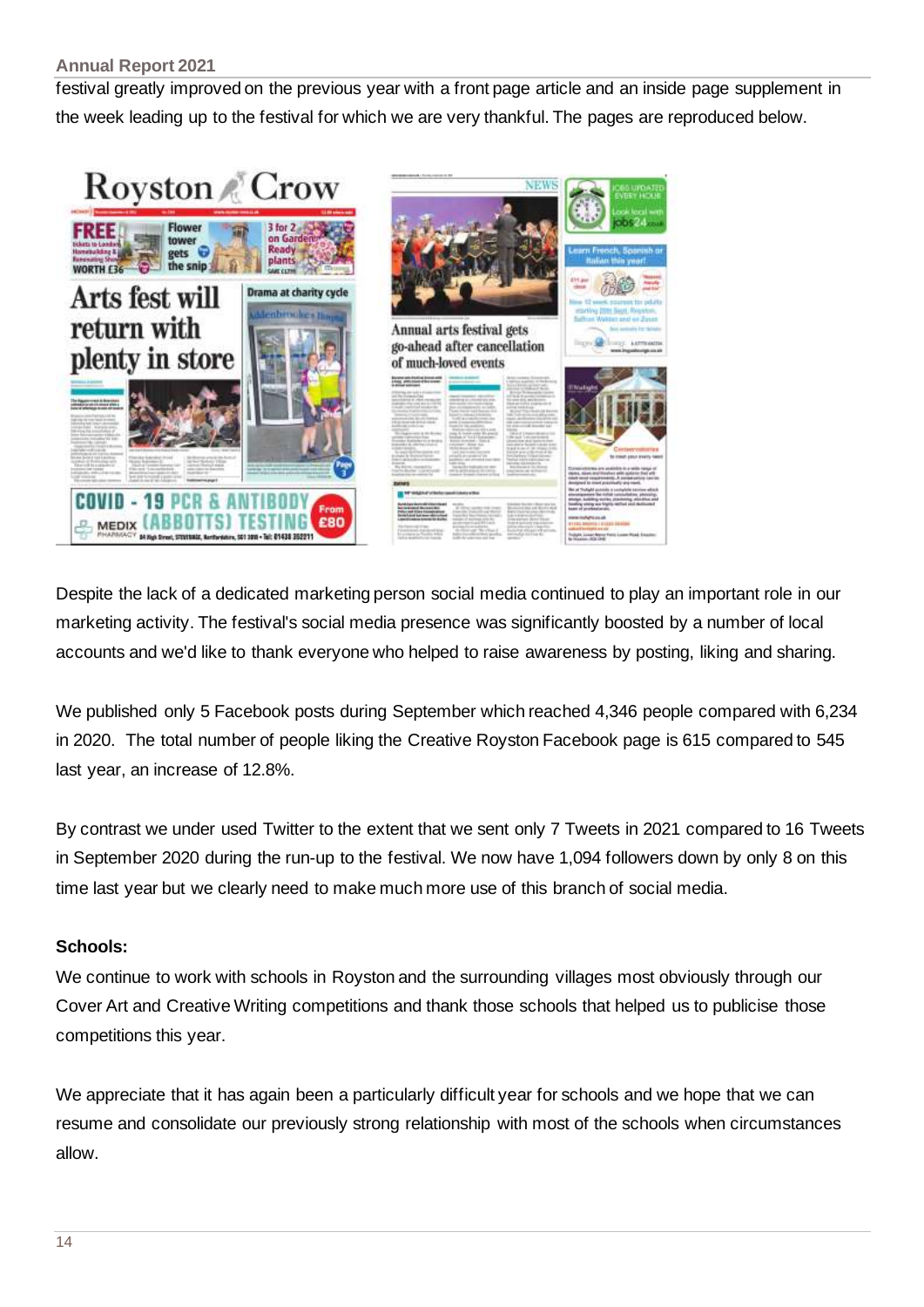festival greatly improved on the previous year with a front page article and an inside page supplement in the week leading up to the festival for which we are very thankful. The pages are reproduced below.

Despite the lack of a dedicated marketing person social media continued to play an important role in our marketing activity. The festival's social media presence was significantly boosted by a number of local accounts and we'd like to thank everyone who helped to raise awareness by posting, liking and sharing.

We published only 5 Facebook posts during September which reached 4,346 people compared with 6,234 in 2020. The total number of people liking the Creative Royston Facebook page is 615 compared to 545 last year, an increase of 12.8%.

By contrast we under used Twitter to the extent that we sent only 7 Tweets in 2021 compared to 16 Tweets in September 2020 during the run-up to the festival. We now have 1,094 followers down by only 8 on this time last year but we clearly need to make much more use of this branch of social media.

**Schools:**

We continue to work with schools in Royston and the surrounding villages most obviously through our Cover Art and Creative Writing competitions and thank those schools that helped us to publicise those competitions this year.

We appreciate that it has again been a particularly difficult year for schools and we hope that we can resume and consolidate our previously strong relationship with most of the schools when circumstances allow.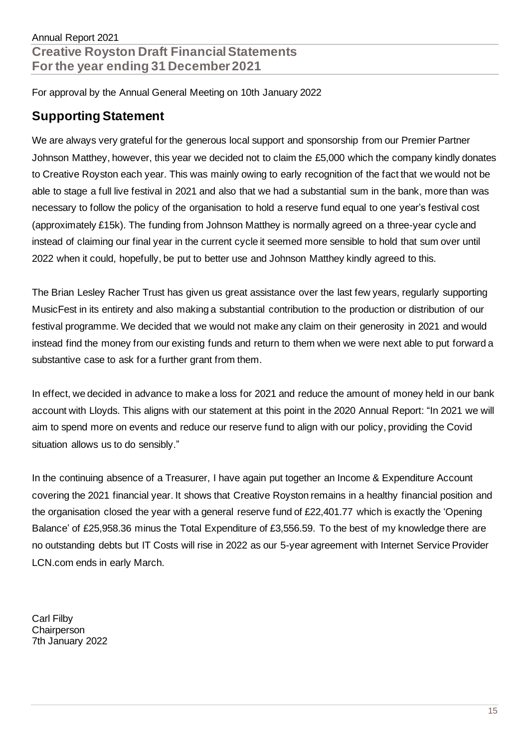Annual Report 2021

# Creative Royston Draft Financial Statements For the year ending 31 December 2021

For approval by the Annual General Meeting on 10th January 2022

## Supporting Statement

We are always very grateful for the generous local support and sponsorship from our Premier Partner Johnson Matthey, however, this year we decided not to claim the £5,000 which the company kindly donates to Creative Royston each year. This was mainly owing to early recognition of the fact that we would not be able to stage a full live festival in 2021 and also that we had a substantial sum in the bank, more than was necessary to follow the policy of the organisation to hold a reserve fund equal to one year's festival cost (approximately £15k). The funding from Johnson Matthey is normally agreed on a three-year cycle and instead of claiming our final year in the current cycle it seemed more sensible to hold that sum over until 2022 when it could, hopefully, be put to better use and Johnson Matthey kindly agreed to this.

The Brian Lesley Racher Trust has given us great assistance over the last few years, regularly supporting MusicFest in its entirety and also making a substantial contribution to the production or distribution of our festival programme. We decided that we would not make any claim on their generosity in 2021 and would instead find the money from our existing funds and return to them when we were next able to put forward a substantive case to ask for a further grant from them.

In effect, we decided in advance to make a loss for 2021 and reduce the amount of money held in our bank account with Lloyds. This aligns with our statement at this point in the 2020 Annual Report: "In 2021 we will aim to spend more on events and reduce our reserve fund to align with our policy, providing the Covid situation allows us to do sensibly."

In the continuing absence of a Treasurer, I have again put together an Income & Expenditure Account covering the 2021 financial year. It shows that Creative Royston remains in a healthy financial position and the organisation closed the year with a general reserve fund of £22,401.77 which is exactly the 'Opening Balance' of £25,958.36 minus the Total Expenditure of £3,556.59. To the best of my knowledge there are no outstanding debts but IT Costs will rise in 2022 as our 5-year agreement with Internet Service Provider LCN.com ends in early March.

Carl Filby
Chairperson
7th January 2022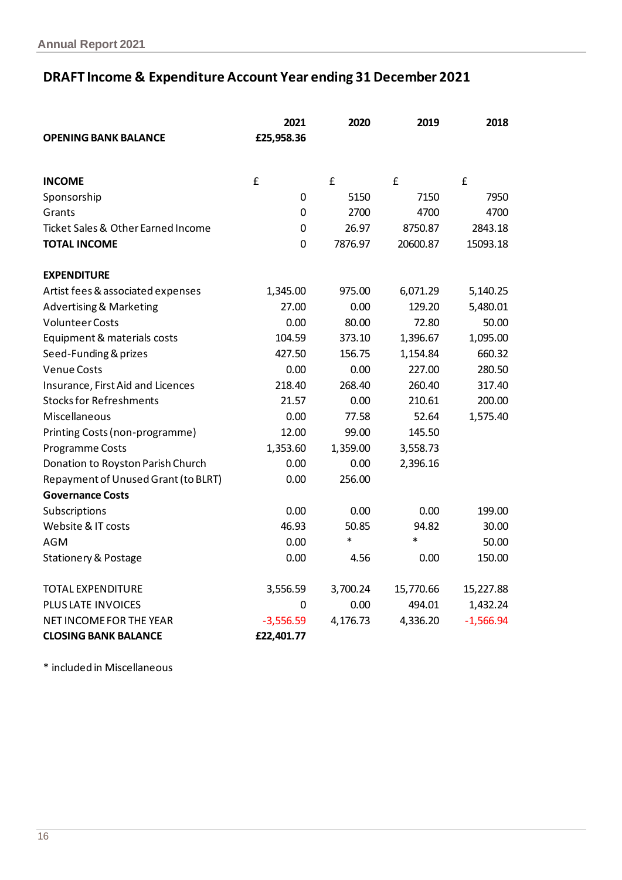## DRAFT Income & Expenditure Account Year ending 31 December 2021

| | 2021 | 2020 | 2019 | 2018 |
|---|---|---|---|---|
| **OPENING BANK BALANCE** | **£25,958.36** | | | |
| | | | | |
| **INCOME** | £ | £ | £ | £ |
| Sponsorship | 0 | 5150 | 7150 | 7950 |
| Grants | 0 | 2700 | 4700 | 4700 |
| Ticket Sales & Other Earned Income | 0 | 26.97 | 8750.87 | 2843.18 |
| **TOTAL INCOME** | 0 | 7876.97 | 20600.87 | 15093.18 |
| | | | | |
| **EXPENDITURE** | | | | |
| Artist fees & associated expenses | 1,345.00 | 975.00 | 6,071.29 | 5,140.25 |
| Advertising & Marketing | 27.00 | 0.00 | 129.20 | 5,480.01 |
| Volunteer Costs | 0.00 | 80.00 | 72.80 | 50.00 |
| Equipment & materials costs | 104.59 | 373.10 | 1,396.67 | 1,095.00 |
| Seed-Funding & prizes | 427.50 | 156.75 | 1,154.84 | 660.32 |
| Venue Costs | 0.00 | 0.00 | 227.00 | 280.50 |
| Insurance, First Aid and Licences | 218.40 | 268.40 | 260.40 | 317.40 |
| Stocks for Refreshments | 21.57 | 0.00 | 210.61 | 200.00 |
| Miscellaneous | 0.00 | 77.58 | 52.64 | 1,575.40 |
| Printing Costs (non-programme) | 12.00 | 99.00 | 145.50 | |
| Programme Costs | 1,353.60 | 1,359.00 | 3,558.73 | |
| Donation to Royston Parish Church | 0.00 | 0.00 | 2,396.16 | |
| Repayment of Unused Grant (to BLRT) | 0.00 | 256.00 | | |
| **Governance Costs** | | | | |
| Subscriptions | 0.00 | 0.00 | 0.00 | 199.00 |
| Website & IT costs | 46.93 | 50.85 | 94.82 | 30.00 |
| AGM | 0.00 | * | * | 50.00 |
| Stationery & Postage | 0.00 | 4.56 | 0.00 | 150.00 |
| | | | | |
| TOTAL EXPENDITURE | 3,556.59 | 3,700.24 | 15,770.66 | 15,227.88 |
| PLUS LATE INVOICES | 0 | 0.00 | 494.01 | 1,432.24 |
| NET INCOME FOR THE YEAR | -3,556.59 | 4,176.73 | 4,336.20 | -1,566.94 |
| **CLOSING BANK BALANCE** | **£22,401.77** | | | |

* included in Miscellaneous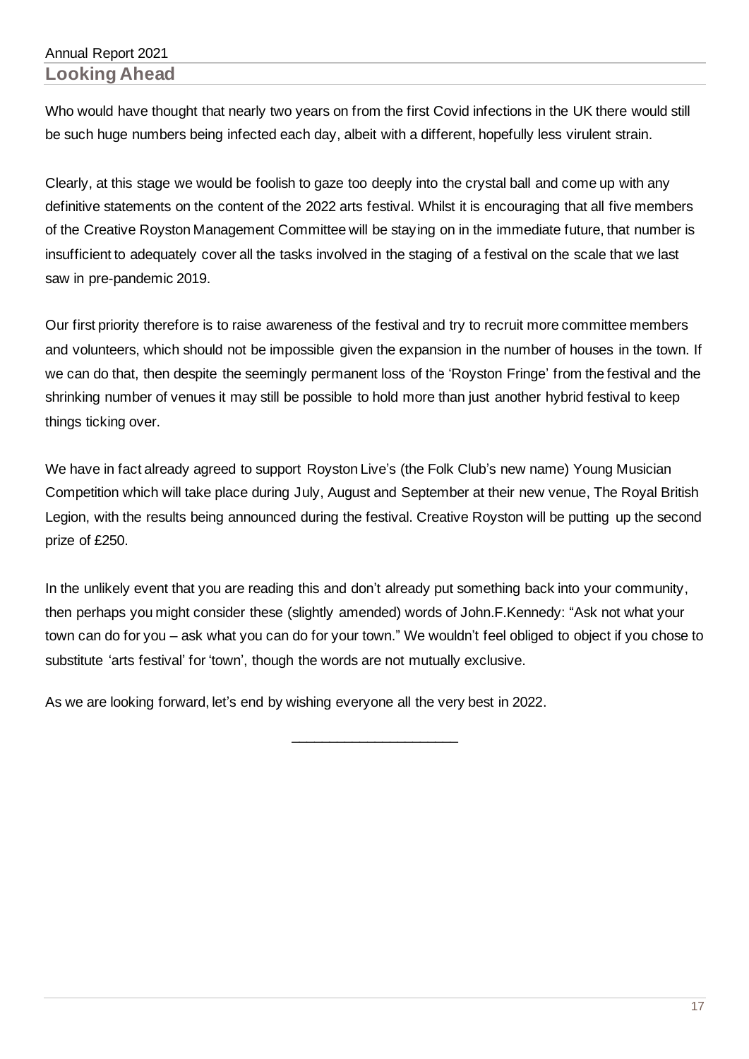## Looking Ahead

Who would have thought that nearly two years on from the first Covid infections in the UK there would still be such huge numbers being infected each day, albeit with a different, hopefully less virulent strain.

Clearly, at this stage we would be foolish to gaze too deeply into the crystal ball and come up with any definitive statements on the content of the 2022 arts festival. Whilst it is encouraging that all five members of the Creative Royston Management Committee will be staying on in the immediate future, that number is insufficient to adequately cover all the tasks involved in the staging of a festival on the scale that we last saw in pre-pandemic 2019.

Our first priority therefore is to raise awareness of the festival and try to recruit more committee members and volunteers, which should not be impossible given the expansion in the number of houses in the town. If we can do that, then despite the seemingly permanent loss of the 'Royston Fringe' from the festival and the shrinking number of venues it may still be possible to hold more than just another hybrid festival to keep things ticking over.

We have in fact already agreed to support Royston Live's (the Folk Club's new name) Young Musician Competition which will take place during July, August and September at their new venue, The Royal British Legion, with the results being announced during the festival. Creative Royston will be putting up the second prize of £250.

In the unlikely event that you are reading this and don't already put something back into your community, then perhaps you might consider these (slightly amended) words of John.F.Kennedy: "Ask not what your town can do for you – ask what you can do for your town." We wouldn't feel obliged to object if you chose to substitute 'arts festival' for 'town', though the words are not mutually exclusive.

As we are looking forward, let's end by wishing everyone all the very best in 2022.

---